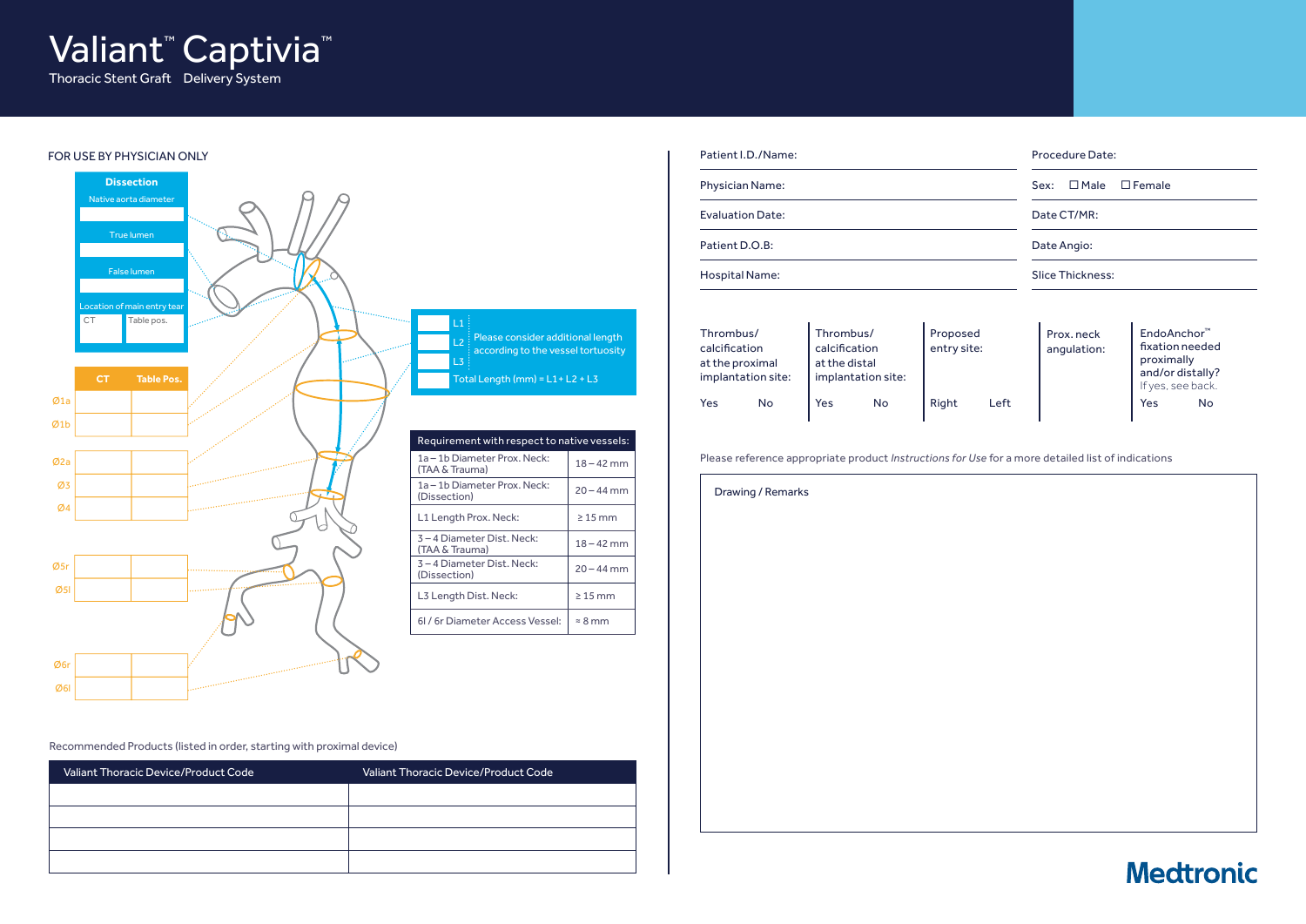# Valiant™ Captivia™

Thoracic Stent Graft Delivery System

FOR USE BY PHYSICIAN ONLY

**Dissection**

Native aorta diameter

True lumen

False lumen

Location of main entry tear

| CT | Table pos. |
|---|---|
| | |

| | CT | Table Pos. |
|---|---|---|
| Ø1a | | |
| Ø1b | | |
| Ø2a | | |
| Ø3 | | |
| Ø4 | | |
| Ø5r | | |
| Ø5l | | |
| Ø6r | | |
| Ø6l | | |

L1

L2 Please consider additional length according to the vessel tortuosity

L3

Total Length (mm) = L1 + L2 + L3

| Requirement with respect to native vessels: | |
|---|---|
| 1a – 1b Diameter Prox. Neck: (TAA & Trauma) | 18 – 42 mm |
| 1a – 1b Diameter Prox. Neck: (Dissection) | 20 – 44 mm |
| L1 Length Prox. Neck: | ≥ 15 mm |
| 3 – 4 Diameter Dist. Neck: (TAA & Trauma) | 18 – 42 mm |
| 3 – 4 Diameter Dist. Neck: (Dissection) | 20 – 44 mm |
| L3 Length Dist. Neck: | ≥ 15 mm |
| 6l / 6r Diameter Access Vessel: | ≈ 8 mm |

Recommended Products (listed in order, starting with proximal device)

| Valiant Thoracic Device/Product Code | Valiant Thoracic Device/Product Code |
|---|---|
| | |
| | |
| | |
| | |

| | |
|---|---|
| Patient I.D./Name: | Procedure Date: |
| Physician Name: | Sex: ☐ Male ☐ Female |
| Evaluation Date: | Date CT/MR: |
| Patient D.O.B: | Date Angio: |
| Hospital Name: | Slice Thickness: |

| Thrombus/ calcification at the proximal implantation site: | Thrombus/ calcification at the distal implantation site: | Proposed entry site: | Prox. neck angulation: | EndoAnchor™ fixation needed proximally and/or distally? If yes, see back. |
|---|---|---|---|---|
| Yes No | Yes No | Right Left | | Yes No |

Please reference appropriate product *Instructions for Use* for a more detailed list of indications

Drawing / Remarks

Medtronic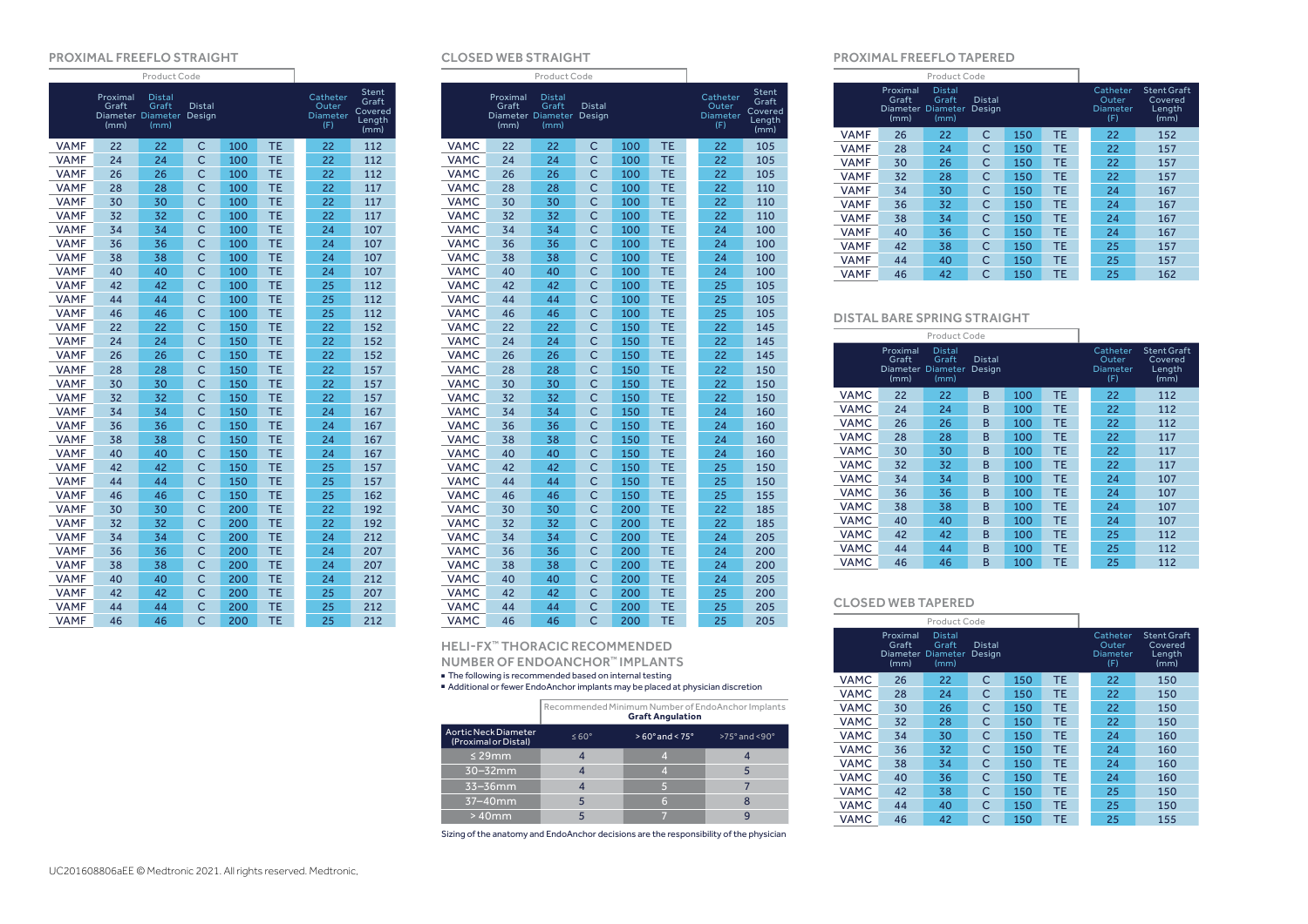## PROXIMAL FREEFLO STRAIGHT

| Product Code | | | | | | Catheter Outer Diameter (F) | Stent Graft Covered Length (mm) |
|---|---|---|---|---|---|---|---|
| | Proximal Graft Diameter (mm) | Distal Graft Diameter (mm) | Distal Design | | | | |
| VAMF | 22 | 22 | C | 100 | TE | 22 | 112 |
| VAMF | 24 | 24 | C | 100 | TE | 22 | 112 |
| VAMF | 26 | 26 | C | 100 | TE | 22 | 112 |
| VAMF | 28 | 28 | C | 100 | TE | 22 | 117 |
| VAMF | 30 | 30 | C | 100 | TE | 22 | 117 |
| VAMF | 32 | 32 | C | 100 | TE | 22 | 117 |
| VAMF | 34 | 34 | C | 100 | TE | 24 | 107 |
| VAMF | 36 | 36 | C | 100 | TE | 24 | 107 |
| VAMF | 38 | 38 | C | 100 | TE | 24 | 107 |
| VAMF | 40 | 40 | C | 100 | TE | 24 | 107 |
| VAMF | 42 | 42 | C | 100 | TE | 25 | 112 |
| VAMF | 44 | 44 | C | 100 | TE | 25 | 112 |
| VAMF | 46 | 46 | C | 100 | TE | 25 | 112 |
| VAMF | 22 | 22 | C | 150 | TE | 22 | 152 |
| VAMF | 24 | 24 | C | 150 | TE | 22 | 152 |
| VAMF | 26 | 26 | C | 150 | TE | 22 | 152 |
| VAMF | 28 | 28 | C | 150 | TE | 22 | 157 |
| VAMF | 30 | 30 | C | 150 | TE | 22 | 157 |
| VAMF | 32 | 32 | C | 150 | TE | 22 | 157 |
| VAMF | 34 | 34 | C | 150 | TE | 24 | 167 |
| VAMF | 36 | 36 | C | 150 | TE | 24 | 167 |
| VAMF | 38 | 38 | C | 150 | TE | 24 | 167 |
| VAMF | 40 | 40 | C | 150 | TE | 24 | 167 |
| VAMF | 42 | 42 | C | 150 | TE | 25 | 157 |
| VAMF | 44 | 44 | C | 150 | TE | 25 | 157 |
| VAMF | 46 | 46 | C | 150 | TE | 25 | 162 |
| VAMF | 30 | 30 | C | 200 | TE | 22 | 192 |
| VAMF | 32 | 32 | C | 200 | TE | 22 | 192 |
| VAMF | 34 | 34 | C | 200 | TE | 24 | 212 |
| VAMF | 36 | 36 | C | 200 | TE | 24 | 207 |
| VAMF | 38 | 38 | C | 200 | TE | 24 | 207 |
| VAMF | 40 | 40 | C | 200 | TE | 24 | 212 |
| VAMF | 42 | 42 | C | 200 | TE | 25 | 207 |
| VAMF | 44 | 44 | C | 200 | TE | 25 | 212 |
| VAMF | 46 | 46 | C | 200 | TE | 25 | 212 |

## CLOSED WEB STRAIGHT

| Product Code | | | | | | Catheter Outer Diameter (F) | Stent Graft Covered Length (mm) |
|---|---|---|---|---|---|---|---|
| | Proximal Graft Diameter (mm) | Distal Graft Diameter (mm) | Distal Design | | | | |
| VAMC | 22 | 22 | C | 100 | TE | 22 | 105 |
| VAMC | 24 | 24 | C | 100 | TE | 22 | 105 |
| VAMC | 26 | 26 | C | 100 | TE | 22 | 105 |
| VAMC | 28 | 28 | C | 100 | TE | 22 | 110 |
| VAMC | 30 | 30 | C | 100 | TE | 22 | 110 |
| VAMC | 32 | 32 | C | 100 | TE | 22 | 110 |
| VAMC | 34 | 34 | C | 100 | TE | 24 | 100 |
| VAMC | 36 | 36 | C | 100 | TE | 24 | 100 |
| VAMC | 38 | 38 | C | 100 | TE | 24 | 100 |
| VAMC | 40 | 40 | C | 100 | TE | 24 | 100 |
| VAMC | 42 | 42 | C | 100 | TE | 25 | 105 |
| VAMC | 44 | 44 | C | 100 | TE | 25 | 105 |
| VAMC | 46 | 46 | C | 100 | TE | 25 | 105 |
| VAMC | 22 | 22 | C | 150 | TE | 22 | 145 |
| VAMC | 24 | 24 | C | 150 | TE | 22 | 145 |
| VAMC | 26 | 26 | C | 150 | TE | 22 | 145 |
| VAMC | 28 | 28 | C | 150 | TE | 22 | 150 |
| VAMC | 30 | 30 | C | 150 | TE | 22 | 150 |
| VAMC | 32 | 32 | C | 150 | TE | 22 | 150 |
| VAMC | 34 | 34 | C | 150 | TE | 24 | 160 |
| VAMC | 36 | 36 | C | 150 | TE | 24 | 160 |
| VAMC | 38 | 38 | C | 150 | TE | 24 | 160 |
| VAMC | 40 | 40 | C | 150 | TE | 24 | 160 |
| VAMC | 42 | 42 | C | 150 | TE | 25 | 150 |
| VAMC | 44 | 44 | C | 150 | TE | 25 | 150 |
| VAMC | 46 | 46 | C | 150 | TE | 25 | 155 |
| VAMC | 30 | 30 | C | 200 | TE | 22 | 185 |
| VAMC | 32 | 32 | C | 200 | TE | 22 | 185 |
| VAMC | 34 | 34 | C | 200 | TE | 24 | 205 |
| VAMC | 36 | 36 | C | 200 | TE | 24 | 200 |
| VAMC | 38 | 38 | C | 200 | TE | 24 | 200 |
| VAMC | 40 | 40 | C | 200 | TE | 24 | 205 |
| VAMC | 42 | 42 | C | 200 | TE | 25 | 200 |
| VAMC | 44 | 44 | C | 200 | TE | 25 | 205 |
| VAMC | 46 | 46 | C | 200 | TE | 25 | 205 |

## HELI-FX™ THORACIC RECOMMENDED NUMBER OF ENDOANCHOR™ IMPLANTS

- The following is recommended based on internal testing
- Additional or fewer EndoAnchor implants may be placed at physician discretion

| | Recommended Minimum Number of EndoAnchor Implants **Graft Angulation** | | |
|---|---|---|---|
| Aortic Neck Diameter (Proximal or Distal) | ≤ 60° | > 60° and < 75° | >75° and <90° |
| ≤ 29mm | 4 | 4 | 4 |
| 30–32mm | 4 | 4 | 5 |
| 33–36mm | 4 | 5 | 7 |
| 37–40mm | 5 | 6 | 8 |
| > 40mm | 5 | 7 | 9 |

Sizing of the anatomy and EndoAnchor decisions are the responsibility of the physician

## PROXIMAL FREEFLO TAPERED

| Product Code | | | | | | Catheter Outer Diameter (F) | Stent Graft Covered Length (mm) |
|---|---|---|---|---|---|---|---|
| | Proximal Graft Diameter (mm) | Distal Graft Diameter (mm) | Distal Design | | | | |
| VAMF | 26 | 22 | C | 150 | TE | 22 | 152 |
| VAMF | 28 | 24 | C | 150 | TE | 22 | 157 |
| VAMF | 30 | 26 | C | 150 | TE | 22 | 157 |
| VAMF | 32 | 28 | C | 150 | TE | 22 | 157 |
| VAMF | 34 | 30 | C | 150 | TE | 24 | 167 |
| VAMF | 36 | 32 | C | 150 | TE | 24 | 167 |
| VAMF | 38 | 34 | C | 150 | TE | 24 | 167 |
| VAMF | 40 | 36 | C | 150 | TE | 24 | 167 |
| VAMF | 42 | 38 | C | 150 | TE | 25 | 157 |
| VAMF | 44 | 40 | C | 150 | TE | 25 | 157 |
| VAMF | 46 | 42 | C | 150 | TE | 25 | 162 |

## DISTAL BARE SPRING STRAIGHT

| Product Code | | | | | | Catheter Outer Diameter (F) | Stent Graft Covered Length (mm) |
|---|---|---|---|---|---|---|---|
| | Proximal Graft Diameter (mm) | Distal Graft Diameter (mm) | Distal Design | | | | |
| VAMC | 22 | 22 | B | 100 | TE | 22 | 112 |
| VAMC | 24 | 24 | B | 100 | TE | 22 | 112 |
| VAMC | 26 | 26 | B | 100 | TE | 22 | 112 |
| VAMC | 28 | 28 | B | 100 | TE | 22 | 117 |
| VAMC | 30 | 30 | B | 100 | TE | 22 | 117 |
| VAMC | 32 | 32 | B | 100 | TE | 22 | 117 |
| VAMC | 34 | 34 | B | 100 | TE | 24 | 107 |
| VAMC | 36 | 36 | B | 100 | TE | 24 | 107 |
| VAMC | 38 | 38 | B | 100 | TE | 24 | 107 |
| VAMC | 40 | 40 | B | 100 | TE | 24 | 107 |
| VAMC | 42 | 42 | B | 100 | TE | 25 | 112 |
| VAMC | 44 | 44 | B | 100 | TE | 25 | 112 |
| VAMC | 46 | 46 | B | 100 | TE | 25 | 112 |

## CLOSED WEB TAPERED

| Product Code | | | | | | Catheter Outer Diameter (F) | Stent Graft Covered Length (mm) |
|---|---|---|---|---|---|---|---|
| | Proximal Graft Diameter (mm) | Distal Graft Diameter (mm) | Distal Design | | | | |
| VAMC | 26 | 22 | C | 150 | TE | 22 | 150 |
| VAMC | 28 | 24 | C | 150 | TE | 22 | 150 |
| VAMC | 30 | 26 | C | 150 | TE | 22 | 150 |
| VAMC | 32 | 28 | C | 150 | TE | 22 | 150 |
| VAMC | 34 | 30 | C | 150 | TE | 24 | 160 |
| VAMC | 36 | 32 | C | 150 | TE | 24 | 160 |
| VAMC | 38 | 34 | C | 150 | TE | 24 | 160 |
| VAMC | 40 | 36 | C | 150 | TE | 24 | 160 |
| VAMC | 42 | 38 | C | 150 | TE | 25 | 150 |
| VAMC | 44 | 40 | C | 150 | TE | 25 | 150 |
| VAMC | 46 | 42 | C | 150 | TE | 25 | 155 |

UC201608806aEE © Medtronic 2021. All rights reserved. Medtronic,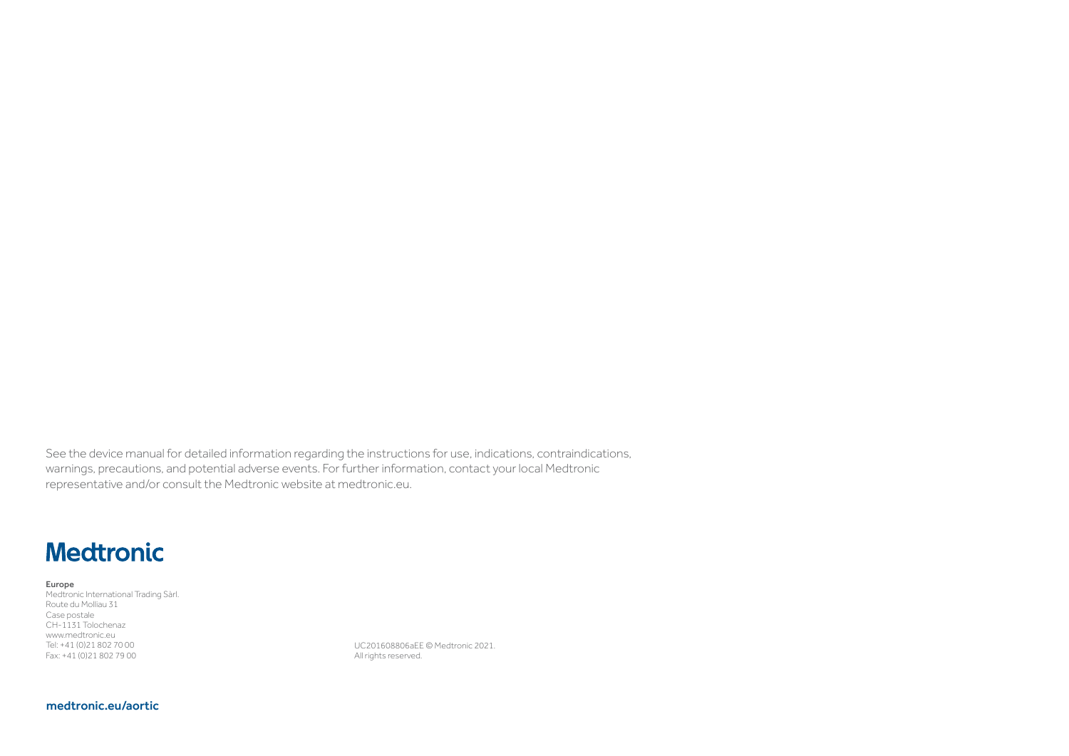See the device manual for detailed information regarding the instructions for use, indications, contraindications, warnings, precautions, and potential adverse events. For further information, contact your local Medtronic representative and/or consult the Medtronic website at medtronic.eu.

**Medtronic**

**Europe**
Medtronic International Trading Sàrl.
Route du Molliau 31
Case postale
CH-1131 Tolochenaz
www.medtronic.eu
Tel: +41 (0)21 802 70 00
Fax: +41 (0)21 802 79 00

UC201608806aEE © Medtronic 2021.
All rights reserved.

**medtronic.eu/aortic**